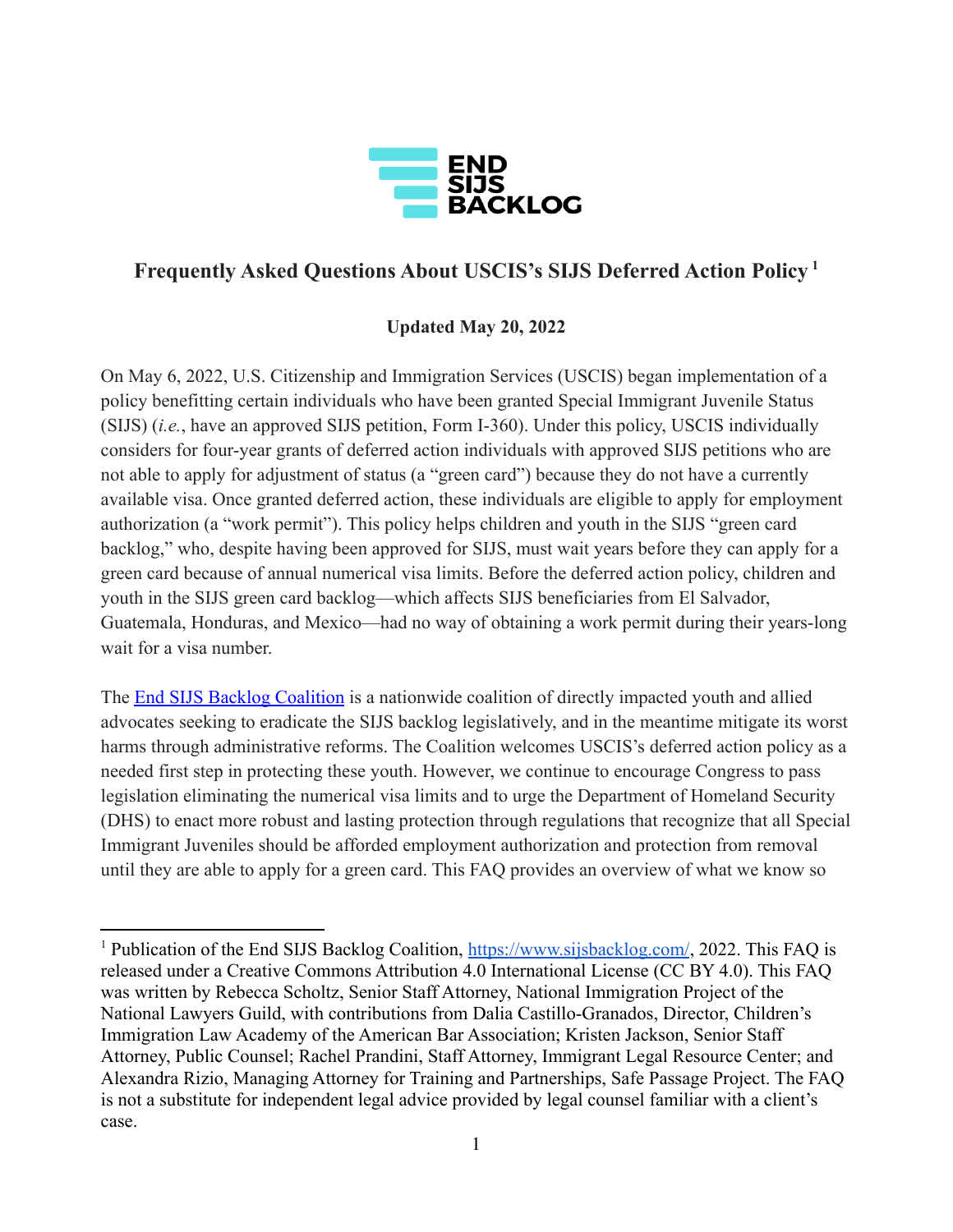END SIJS BACKLOG

## Frequently Asked Questions About USCIS's SIJS Deferred Action Policy [1]

**Updated May 20, 2022**

On May 6, 2022, U.S. Citizenship and Immigration Services (USCIS) began implementation of a policy benefitting certain individuals who have been granted Special Immigrant Juvenile Status (SIJS) (*i.e.*, have an approved SIJS petition, Form I-360). Under this policy, USCIS individually considers for four-year grants of deferred action individuals with approved SIJS petitions who are not able to apply for adjustment of status (a "green card") because they do not have a currently available visa. Once granted deferred action, these individuals are eligible to apply for employment authorization (a "work permit"). This policy helps children and youth in the SIJS "green card backlog," who, despite having been approved for SIJS, must wait years before they can apply for a green card because of annual numerical visa limits. Before the deferred action policy, children and youth in the SIJS green card backlog—which affects SIJS beneficiaries from El Salvador, Guatemala, Honduras, and Mexico—had no way of obtaining a work permit during their years-long wait for a visa number.

The [End SIJS Backlog Coalition](https://www.sijsbacklog.com/) is a nationwide coalition of directly impacted youth and allied advocates seeking to eradicate the SIJS backlog legislatively, and in the meantime mitigate its worst harms through administrative reforms. The Coalition welcomes USCIS's deferred action policy as a needed first step in protecting these youth. However, we continue to encourage Congress to pass legislation eliminating the numerical visa limits and to urge the Department of Homeland Security (DHS) to enact more robust and lasting protection through regulations that recognize that all Special Immigrant Juveniles should be afforded employment authorization and protection from removal until they are able to apply for a green card. This FAQ provides an overview of what we know so

---

[1] Publication of the End SIJS Backlog Coalition, https://www.sijsbacklog.com/, 2022. This FAQ is released under a Creative Commons Attribution 4.0 International License (CC BY 4.0). This FAQ was written by Rebecca Scholtz, Senior Staff Attorney, National Immigration Project of the National Lawyers Guild, with contributions from Dalia Castillo-Granados, Director, Children's Immigration Law Academy of the American Bar Association; Kristen Jackson, Senior Staff Attorney, Public Counsel; Rachel Prandini, Staff Attorney, Immigrant Legal Resource Center; and Alexandra Rizio, Managing Attorney for Training and Partnerships, Safe Passage Project. The FAQ is not a substitute for independent legal advice provided by legal counsel familiar with a client's case.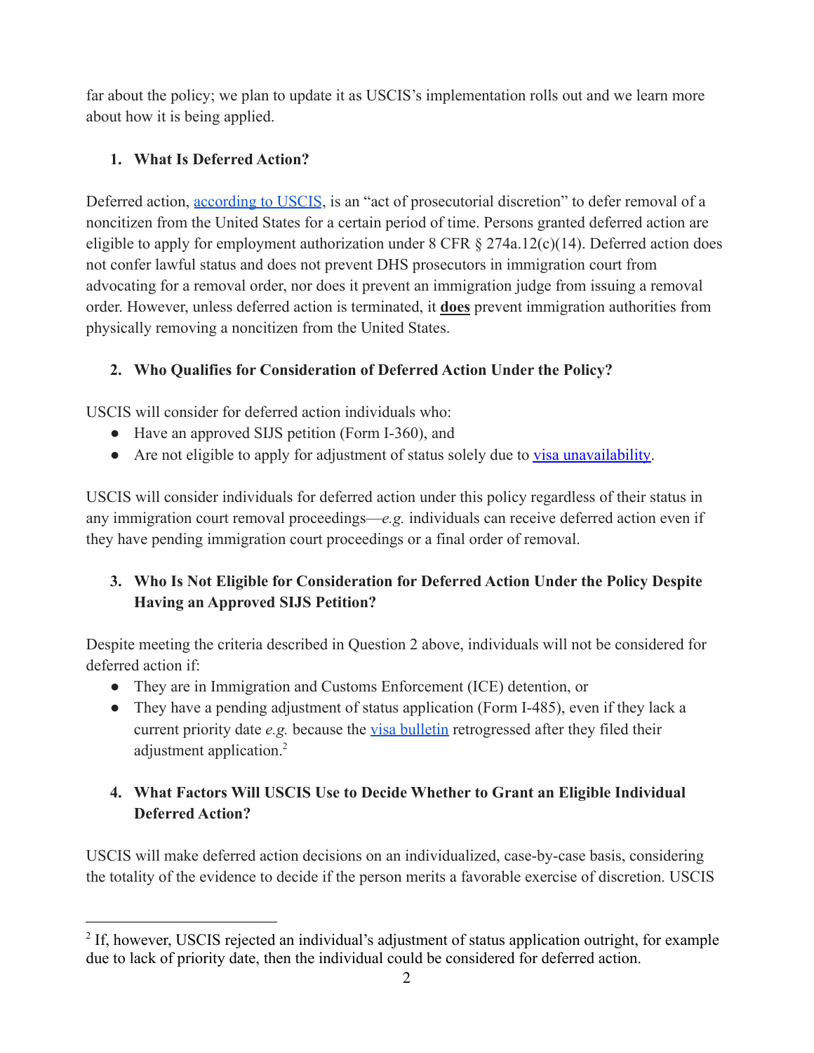far about the policy; we plan to update it as USCIS's implementation rolls out and we learn more about how it is being applied.

### 1. What Is Deferred Action?

Deferred action, according to USCIS, is an "act of prosecutorial discretion" to defer removal of a noncitizen from the United States for a certain period of time. Persons granted deferred action are eligible to apply for employment authorization under 8 CFR § 274a.12(c)(14). Deferred action does not confer lawful status and does not prevent DHS prosecutors in immigration court from advocating for a removal order, nor does it prevent an immigration judge from issuing a removal order. However, unless deferred action is terminated, it **does** prevent immigration authorities from physically removing a noncitizen from the United States.

### 2. Who Qualifies for Consideration of Deferred Action Under the Policy?

USCIS will consider for deferred action individuals who:

- Have an approved SIJS petition (Form I-360), and
- Are not eligible to apply for adjustment of status solely due to visa unavailability.

USCIS will consider individuals for deferred action under this policy regardless of their status in any immigration court removal proceedings—*e.g.* individuals can receive deferred action even if they have pending immigration court proceedings or a final order of removal.

### 3. Who Is Not Eligible for Consideration for Deferred Action Under the Policy Despite Having an Approved SIJS Petition?

Despite meeting the criteria described in Question 2 above, individuals will not be considered for deferred action if:

- They are in Immigration and Customs Enforcement (ICE) detention, or
- They have a pending adjustment of status application (Form I-485), even if they lack a current priority date *e.g.* because the visa bulletin retrogressed after they filed their adjustment application.[2]

### 4. What Factors Will USCIS Use to Decide Whether to Grant an Eligible Individual Deferred Action?

USCIS will make deferred action decisions on an individualized, case-by-case basis, considering the totality of the evidence to decide if the person merits a favorable exercise of discretion. USCIS

[2] If, however, USCIS rejected an individual's adjustment of status application outright, for example due to lack of priority date, then the individual could be considered for deferred action.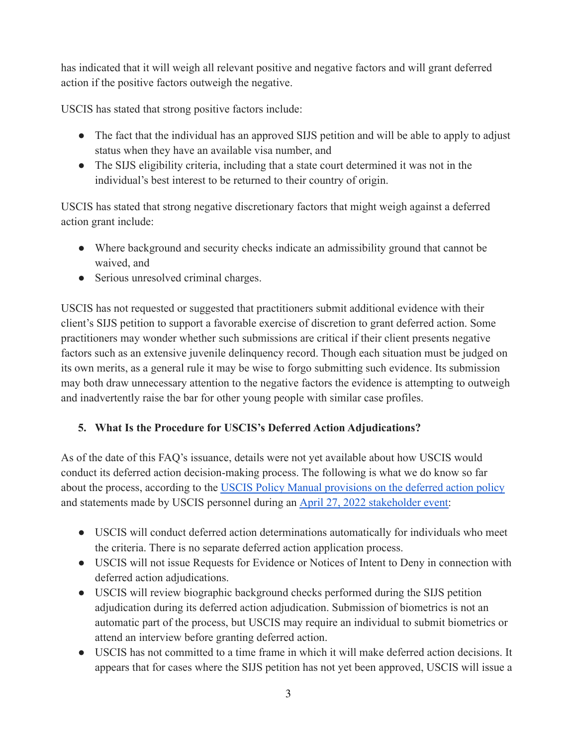has indicated that it will weigh all relevant positive and negative factors and will grant deferred action if the positive factors outweigh the negative.

USCIS has stated that strong positive factors include:

- The fact that the individual has an approved SIJS petition and will be able to apply to adjust status when they have an available visa number, and
- The SIJS eligibility criteria, including that a state court determined it was not in the individual's best interest to be returned to their country of origin.

USCIS has stated that strong negative discretionary factors that might weigh against a deferred action grant include:

- Where background and security checks indicate an admissibility ground that cannot be waived, and
- Serious unresolved criminal charges.

USCIS has not requested or suggested that practitioners submit additional evidence with their client's SIJS petition to support a favorable exercise of discretion to grant deferred action. Some practitioners may wonder whether such submissions are critical if their client presents negative factors such as an extensive juvenile delinquency record. Though each situation must be judged on its own merits, as a general rule it may be wise to forgo submitting such evidence. Its submission may both draw unnecessary attention to the negative factors the evidence is attempting to outweigh and inadvertently raise the bar for other young people with similar case profiles.

### 5. What Is the Procedure for USCIS's Deferred Action Adjudications?

As of the date of this FAQ's issuance, details were not yet available about how USCIS would conduct its deferred action decision-making process. The following is what we do know so far about the process, according to the USCIS Policy Manual provisions on the deferred action policy and statements made by USCIS personnel during an April 27, 2022 stakeholder event:

- USCIS will conduct deferred action determinations automatically for individuals who meet the criteria. There is no separate deferred action application process.
- USCIS will not issue Requests for Evidence or Notices of Intent to Deny in connection with deferred action adjudications.
- USCIS will review biographic background checks performed during the SIJS petition adjudication during its deferred action adjudication. Submission of biometrics is not an automatic part of the process, but USCIS may require an individual to submit biometrics or attend an interview before granting deferred action.
- USCIS has not committed to a time frame in which it will make deferred action decisions. It appears that for cases where the SIJS petition has not yet been approved, USCIS will issue a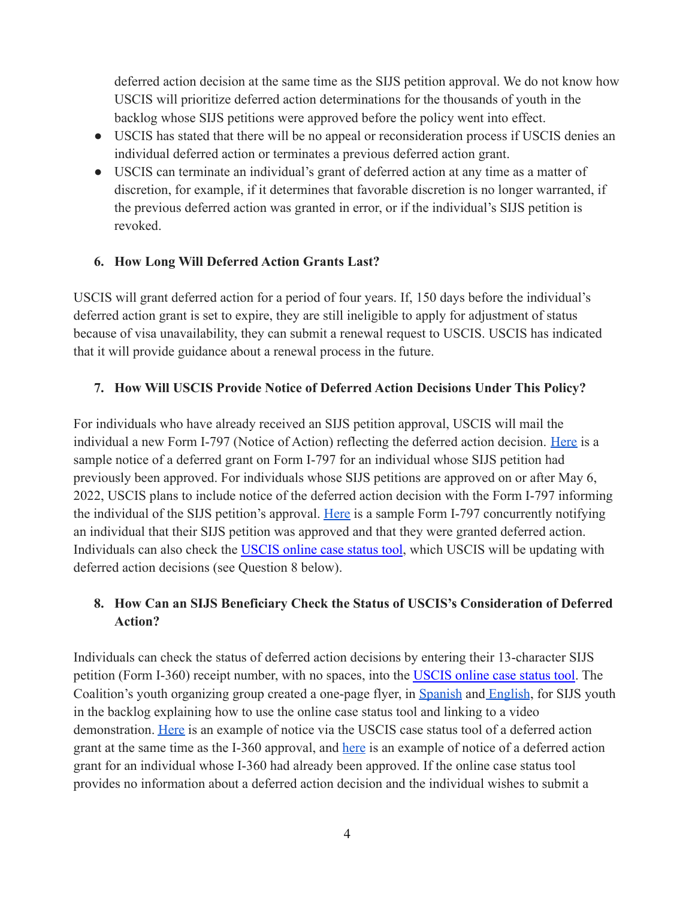deferred action decision at the same time as the SIJS petition approval. We do not know how USCIS will prioritize deferred action determinations for the thousands of youth in the backlog whose SIJS petitions were approved before the policy went into effect.

- USCIS has stated that there will be no appeal or reconsideration process if USCIS denies an individual deferred action or terminates a previous deferred action grant.
- USCIS can terminate an individual's grant of deferred action at any time as a matter of discretion, for example, if it determines that favorable discretion is no longer warranted, if the previous deferred action was granted in error, or if the individual's SIJS petition is revoked.

### 6. How Long Will Deferred Action Grants Last?

USCIS will grant deferred action for a period of four years. If, 150 days before the individual's deferred action grant is set to expire, they are still ineligible to apply for adjustment of status because of visa unavailability, they can submit a renewal request to USCIS. USCIS has indicated that it will provide guidance about a renewal process in the future.

### 7. How Will USCIS Provide Notice of Deferred Action Decisions Under This Policy?

For individuals who have already received an SIJS petition approval, USCIS will mail the individual a new Form I-797 (Notice of Action) reflecting the deferred action decision. Here is a sample notice of a deferred grant on Form I-797 for an individual whose SIJS petition had previously been approved. For individuals whose SIJS petitions are approved on or after May 6, 2022, USCIS plans to include notice of the deferred action decision with the Form I-797 informing the individual of the SIJS petition's approval. Here is a sample Form I-797 concurrently notifying an individual that their SIJS petition was approved and that they were granted deferred action. Individuals can also check the USCIS online case status tool, which USCIS will be updating with deferred action decisions (see Question 8 below).

### 8. How Can an SIJS Beneficiary Check the Status of USCIS's Consideration of Deferred Action?

Individuals can check the status of deferred action decisions by entering their 13-character SIJS petition (Form I-360) receipt number, with no spaces, into the USCIS online case status tool. The Coalition's youth organizing group created a one-page flyer, in Spanish and English, for SIJS youth in the backlog explaining how to use the online case status tool and linking to a video demonstration. Here is an example of notice via the USCIS case status tool of a deferred action grant at the same time as the I-360 approval, and here is an example of notice of a deferred action grant for an individual whose I-360 had already been approved. If the online case status tool provides no information about a deferred action decision and the individual wishes to submit a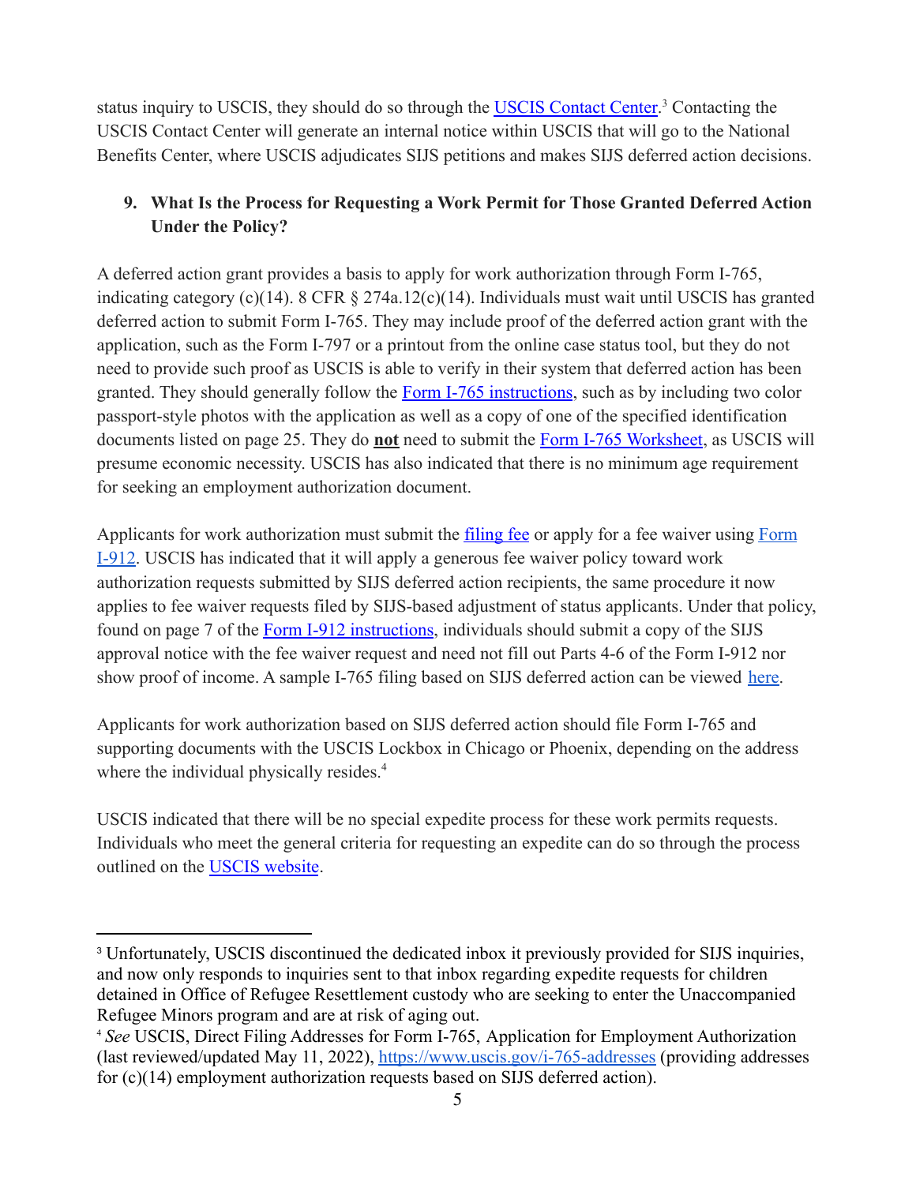status inquiry to USCIS, they should do so through the [USCIS Contact Center](https://www.uscis.gov/contactcenter).[3] Contacting the USCIS Contact Center will generate an internal notice within USCIS that will go to the National Benefits Center, where USCIS adjudicates SIJS petitions and makes SIJS deferred action decisions.

## 9. What Is the Process for Requesting a Work Permit for Those Granted Deferred Action Under the Policy?

A deferred action grant provides a basis to apply for work authorization through Form I-765, indicating category (c)(14). 8 CFR § 274a.12(c)(14). Individuals must wait until USCIS has granted deferred action to submit Form I-765. They may include proof of the deferred action grant with the application, such as the Form I-797 or a printout from the online case status tool, but they do not need to provide such proof as USCIS is able to verify in their system that deferred action has been granted. They should generally follow the Form I-765 instructions, such as by including two color passport-style photos with the application as well as a copy of one of the specified identification documents listed on page 25. They do **not** need to submit the Form I-765 Worksheet, as USCIS will presume economic necessity. USCIS has also indicated that there is no minimum age requirement for seeking an employment authorization document.

Applicants for work authorization must submit the filing fee or apply for a fee waiver using Form I-912. USCIS has indicated that it will apply a generous fee waiver policy toward work authorization requests submitted by SIJS deferred action recipients, the same procedure it now applies to fee waiver requests filed by SIJS-based adjustment of status applicants. Under that policy, found on page 7 of the Form I-912 instructions, individuals should submit a copy of the SIJS approval notice with the fee waiver request and need not fill out Parts 4-6 of the Form I-912 nor show proof of income. A sample I-765 filing based on SIJS deferred action can be viewed here.

Applicants for work authorization based on SIJS deferred action should file Form I-765 and supporting documents with the USCIS Lockbox in Chicago or Phoenix, depending on the address where the individual physically resides.[4]

USCIS indicated that there will be no special expedite process for these work permits requests. Individuals who meet the general criteria for requesting an expedite can do so through the process outlined on the USCIS website.

---

[3] Unfortunately, USCIS discontinued the dedicated inbox it previously provided for SIJS inquiries, and now only responds to inquiries sent to that inbox regarding expedite requests for children detained in Office of Refugee Resettlement custody who are seeking to enter the Unaccompanied Refugee Minors program and are at risk of aging out.

[4] *See* USCIS, Direct Filing Addresses for Form I-765, Application for Employment Authorization (last reviewed/updated May 11, 2022), https://www.uscis.gov/i-765-addresses (providing addresses for (c)(14) employment authorization requests based on SIJS deferred action).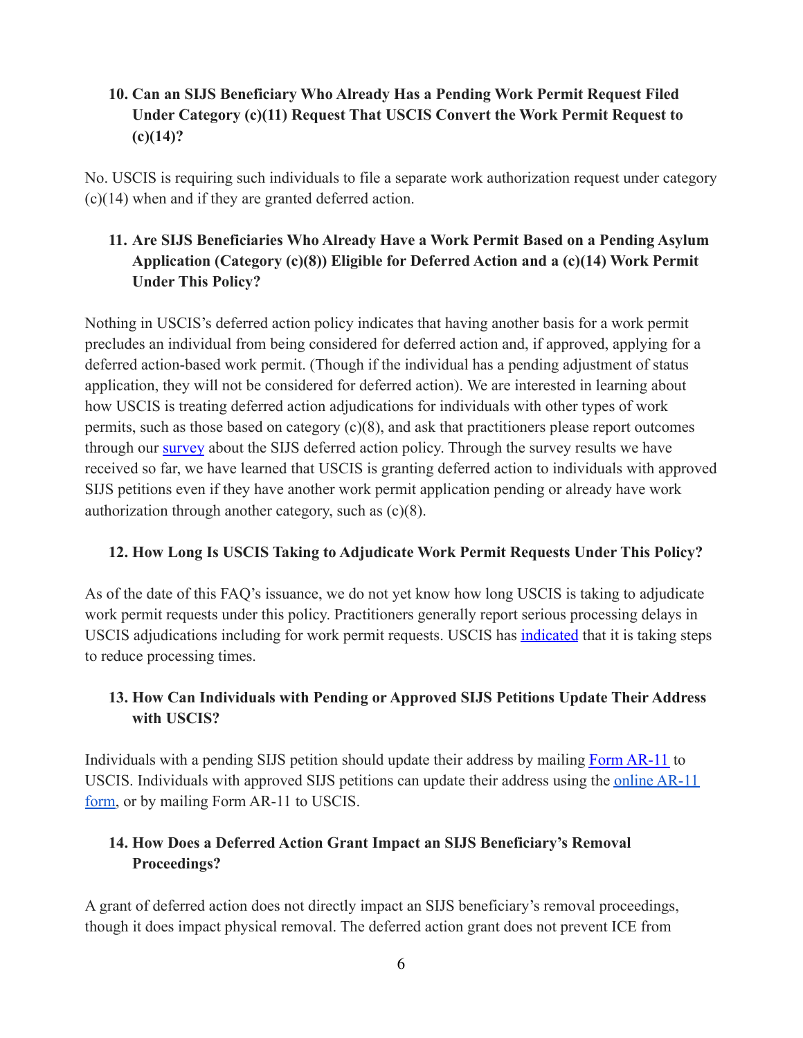### 10. Can an SIJS Beneficiary Who Already Has a Pending Work Permit Request Filed Under Category (c)(11) Request That USCIS Convert the Work Permit Request to (c)(14)?

No. USCIS is requiring such individuals to file a separate work authorization request under category (c)(14) when and if they are granted deferred action.

### 11. Are SIJS Beneficiaries Who Already Have a Work Permit Based on a Pending Asylum Application (Category (c)(8)) Eligible for Deferred Action and a (c)(14) Work Permit Under This Policy?

Nothing in USCIS's deferred action policy indicates that having another basis for a work permit precludes an individual from being considered for deferred action and, if approved, applying for a deferred action-based work permit. (Though if the individual has a pending adjustment of status application, they will not be considered for deferred action). We are interested in learning about how USCIS is treating deferred action adjudications for individuals with other types of work permits, such as those based on category (c)(8), and ask that practitioners please report outcomes through our survey about the SIJS deferred action policy. Through the survey results we have received so far, we have learned that USCIS is granting deferred action to individuals with approved SIJS petitions even if they have another work permit application pending or already have work authorization through another category, such as (c)(8).

### 12. How Long Is USCIS Taking to Adjudicate Work Permit Requests Under This Policy?

As of the date of this FAQ's issuance, we do not yet know how long USCIS is taking to adjudicate work permit requests under this policy. Practitioners generally report serious processing delays in USCIS adjudications including for work permit requests. USCIS has indicated that it is taking steps to reduce processing times.

### 13. How Can Individuals with Pending or Approved SIJS Petitions Update Their Address with USCIS?

Individuals with a pending SIJS petition should update their address by mailing Form AR-11 to USCIS. Individuals with approved SIJS petitions can update their address using the online AR-11 form, or by mailing Form AR-11 to USCIS.

### 14. How Does a Deferred Action Grant Impact an SIJS Beneficiary's Removal Proceedings?

A grant of deferred action does not directly impact an SIJS beneficiary's removal proceedings, though it does impact physical removal. The deferred action grant does not prevent ICE from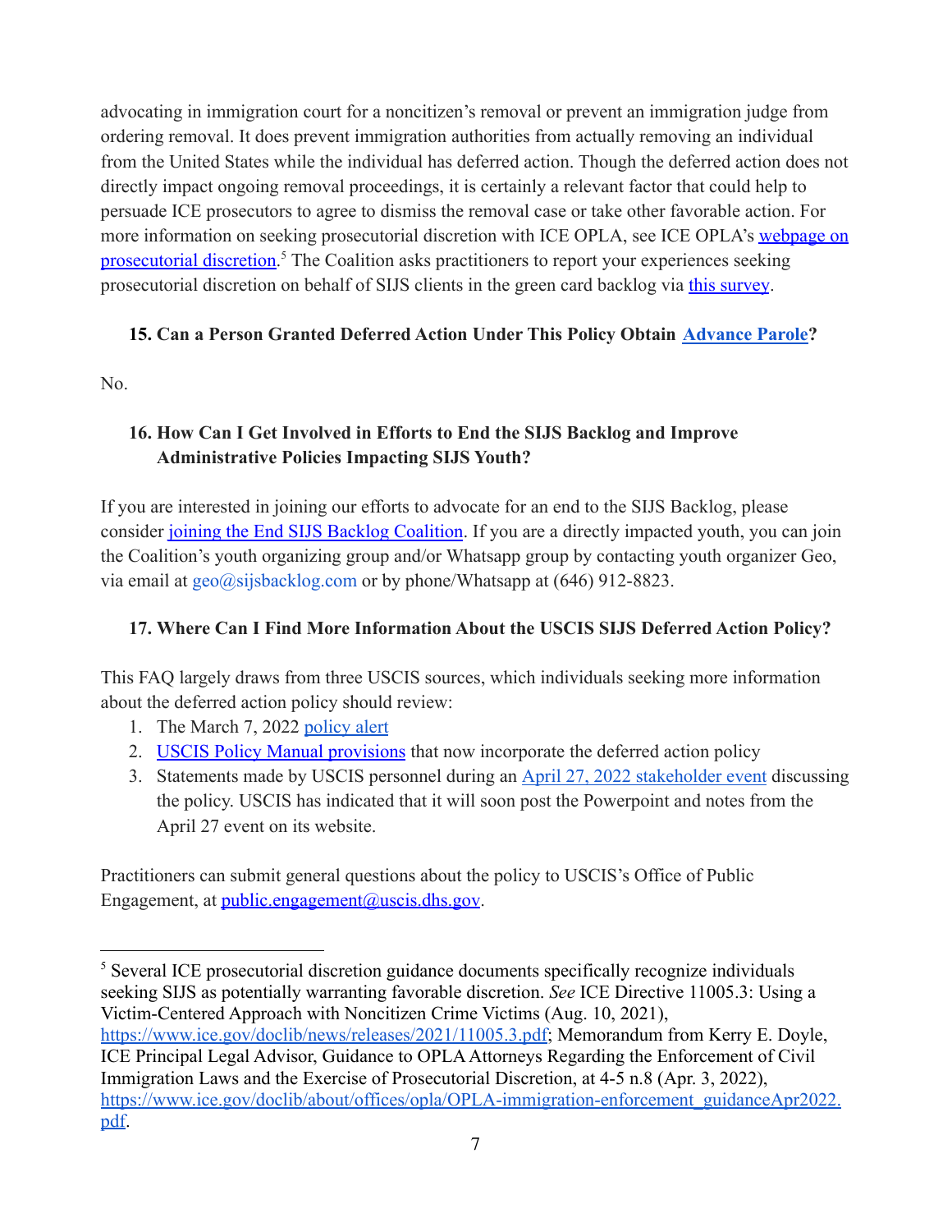advocating in immigration court for a noncitizen's removal or prevent an immigration judge from ordering removal. It does prevent immigration authorities from actually removing an individual from the United States while the individual has deferred action. Though the deferred action does not directly impact ongoing removal proceedings, it is certainly a relevant factor that could help to persuade ICE prosecutors to agree to dismiss the removal case or take other favorable action. For more information on seeking prosecutorial discretion with ICE OPLA, see ICE OPLA's webpage on prosecutorial discretion.[5] The Coalition asks practitioners to report your experiences seeking prosecutorial discretion on behalf of SIJS clients in the green card backlog via this survey.

### 15. Can a Person Granted Deferred Action Under This Policy Obtain Advance Parole?

No.

### 16. How Can I Get Involved in Efforts to End the SIJS Backlog and Improve Administrative Policies Impacting SIJS Youth?

If you are interested in joining our efforts to advocate for an end to the SIJS Backlog, please consider joining the End SIJS Backlog Coalition. If you are a directly impacted youth, you can join the Coalition's youth organizing group and/or Whatsapp group by contacting youth organizer Geo, via email at geo@sijsbacklog.com or by phone/Whatsapp at (646) 912-8823.

### 17. Where Can I Find More Information About the USCIS SIJS Deferred Action Policy?

This FAQ largely draws from three USCIS sources, which individuals seeking more information about the deferred action policy should review:

1. The March 7, 2022 policy alert
2. USCIS Policy Manual provisions that now incorporate the deferred action policy
3. Statements made by USCIS personnel during an April 27, 2022 stakeholder event discussing the policy. USCIS has indicated that it will soon post the Powerpoint and notes from the April 27 event on its website.

Practitioners can submit general questions about the policy to USCIS's Office of Public Engagement, at public.engagement@uscis.dhs.gov.

---

[5] Several ICE prosecutorial discretion guidance documents specifically recognize individuals seeking SIJS as potentially warranting favorable discretion. *See* ICE Directive 11005.3: Using a Victim-Centered Approach with Noncitizen Crime Victims (Aug. 10, 2021), https://www.ice.gov/doclib/news/releases/2021/11005.3.pdf; Memorandum from Kerry E. Doyle, ICE Principal Legal Advisor, Guidance to OPLA Attorneys Regarding the Enforcement of Civil Immigration Laws and the Exercise of Prosecutorial Discretion, at 4-5 n.8 (Apr. 3, 2022), https://www.ice.gov/doclib/about/offices/opla/OPLA-immigration-enforcement_guidanceApr2022.pdf.